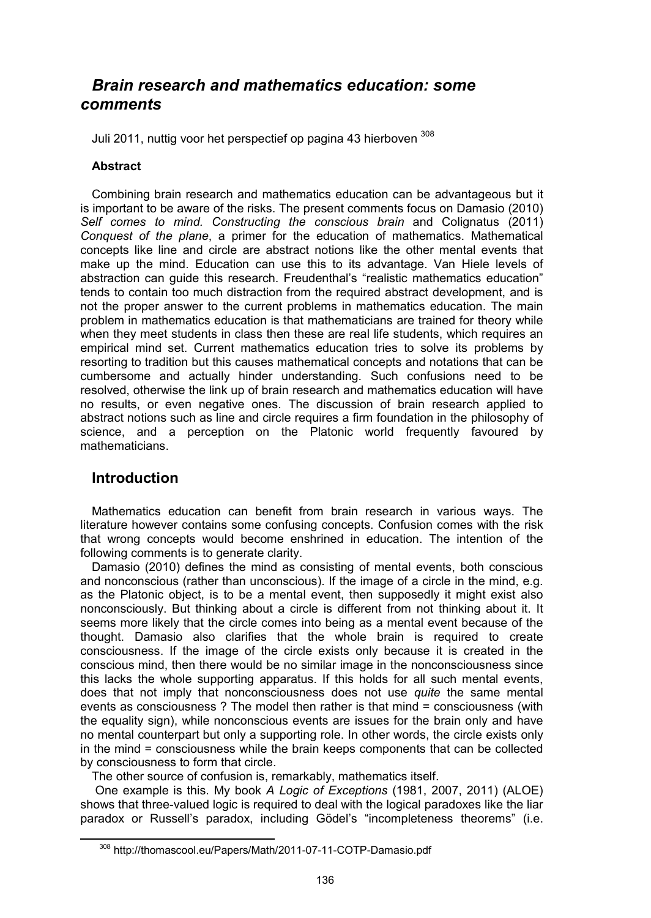# *Brain research and mathematics education: some comments*

Juli 2011, nuttig voor het perspectief op pagina 43 hierboven [308]

**Abstract**

Combining brain research and mathematics education can be advantageous but it is important to be aware of the risks. The present comments focus on Damasio (2010) *Self comes to mind. Constructing the conscious brain* and Colignatus (2011) *Conquest of the plane*, a primer for the education of mathematics. Mathematical concepts like line and circle are abstract notions like the other mental events that make up the mind. Education can use this to its advantage. Van Hiele levels of abstraction can guide this research. Freudenthal's "realistic mathematics education" tends to contain too much distraction from the required abstract development, and is not the proper answer to the current problems in mathematics education. The main problem in mathematics education is that mathematicians are trained for theory while when they meet students in class then these are real life students, which requires an empirical mind set. Current mathematics education tries to solve its problems by resorting to tradition but this causes mathematical concepts and notations that can be cumbersome and actually hinder understanding. Such confusions need to be resolved, otherwise the link up of brain research and mathematics education will have no results, or even negative ones. The discussion of brain research applied to abstract notions such as line and circle requires a firm foundation in the philosophy of science, and a perception on the Platonic world frequently favoured by mathematicians.

## Introduction

Mathematics education can benefit from brain research in various ways. The literature however contains some confusing concepts. Confusion comes with the risk that wrong concepts would become enshrined in education. The intention of the following comments is to generate clarity.

Damasio (2010) defines the mind as consisting of mental events, both conscious and nonconscious (rather than unconscious). If the image of a circle in the mind, e.g. as the Platonic object, is to be a mental event, then supposedly it might exist also nonconsciously. But thinking about a circle is different from not thinking about it. It seems more likely that the circle comes into being as a mental event because of the thought. Damasio also clarifies that the whole brain is required to create consciousness. If the image of the circle exists only because it is created in the conscious mind, then there would be no similar image in the nonconsciousness since this lacks the whole supporting apparatus. If this holds for all such mental events, does that not imply that nonconsciousness does not use *quite* the same mental events as consciousness ? The model then rather is that mind = consciousness (with the equality sign), while nonconscious events are issues for the brain only and have no mental counterpart but only a supporting role. In other words, the circle exists only in the mind = consciousness while the brain keeps components that can be collected by consciousness to form that circle.

The other source of confusion is, remarkably, mathematics itself.

One example is this. My book *A Logic of Exceptions* (1981, 2007, 2011) (ALOE) shows that three-valued logic is required to deal with the logical paradoxes like the liar paradox or Russell's paradox, including Gödel's "incompleteness theorems" (i.e.

[308] http://thomascool.eu/Papers/Math/2011-07-11-COTP-Damasio.pdf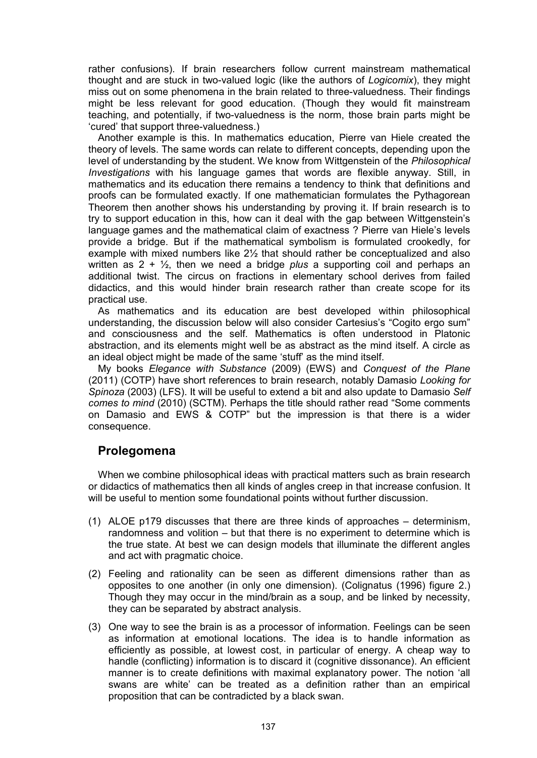rather confusions). If brain researchers follow current mainstream mathematical thought and are stuck in two-valued logic (like the authors of *Logicomix*), they might miss out on some phenomena in the brain related to three-valuedness. Their findings might be less relevant for good education. (Though they would fit mainstream teaching, and potentially, if two-valuedness is the norm, those brain parts might be 'cured' that support three-valuedness.)

Another example is this. In mathematics education, Pierre van Hiele created the theory of levels. The same words can relate to different concepts, depending upon the level of understanding by the student. We know from Wittgenstein of the *Philosophical Investigations* with his language games that words are flexible anyway. Still, in mathematics and its education there remains a tendency to think that definitions and proofs can be formulated exactly. If one mathematician formulates the Pythagorean Theorem then another shows his understanding by proving it. If brain research is to try to support education in this, how can it deal with the gap between Wittgenstein's language games and the mathematical claim of exactness ? Pierre van Hiele's levels provide a bridge. But if the mathematical symbolism is formulated crookedly, for example with mixed numbers like 2½ that should rather be conceptualized and also written as 2 + ½, then we need a bridge *plus* a supporting coil and perhaps an additional twist. The circus on fractions in elementary school derives from failed didactics, and this would hinder brain research rather than create scope for its practical use.

As mathematics and its education are best developed within philosophical understanding, the discussion below will also consider Cartesius's "Cogito ergo sum" and consciousness and the self. Mathematics is often understood in Platonic abstraction, and its elements might well be as abstract as the mind itself. A circle as an ideal object might be made of the same 'stuff' as the mind itself.

My books *Elegance with Substance* (2009) (EWS) and *Conquest of the Plane* (2011) (COTP) have short references to brain research, notably Damasio *Looking for Spinoza* (2003) (LFS). It will be useful to extend a bit and also update to Damasio *Self comes to mind* (2010) (SCTM). Perhaps the title should rather read "Some comments on Damasio and EWS & COTP" but the impression is that there is a wider consequence.

## Prolegomena

When we combine philosophical ideas with practical matters such as brain research or didactics of mathematics then all kinds of angles creep in that increase confusion. It will be useful to mention some foundational points without further discussion.

(1) ALOE p179 discusses that there are three kinds of approaches – determinism, randomness and volition – but that there is no experiment to determine which is the true state. At best we can design models that illuminate the different angles and act with pragmatic choice.

(2) Feeling and rationality can be seen as different dimensions rather than as opposites to one another (in only one dimension). (Colignatus (1996) figure 2.) Though they may occur in the mind/brain as a soup, and be linked by necessity, they can be separated by abstract analysis.

(3) One way to see the brain is as a processor of information. Feelings can be seen as information at emotional locations. The idea is to handle information as efficiently as possible, at lowest cost, in particular of energy. A cheap way to handle (conflicting) information is to discard it (cognitive dissonance). An efficient manner is to create definitions with maximal explanatory power. The notion 'all swans are white' can be treated as a definition rather than an empirical proposition that can be contradicted by a black swan.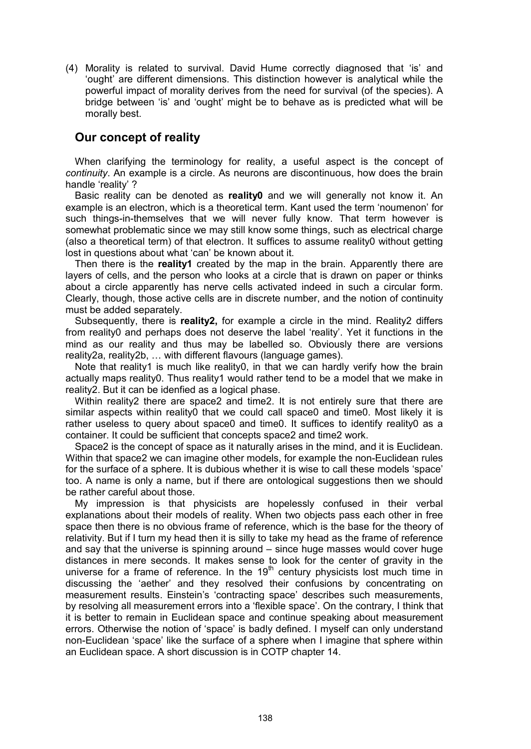(4) Morality is related to survival. David Hume correctly diagnosed that 'is' and 'ought' are different dimensions. This distinction however is analytical while the powerful impact of morality derives from the need for survival (of the species). A bridge between 'is' and 'ought' might be to behave as is predicted what will be morally best.

## Our concept of reality

When clarifying the terminology for reality, a useful aspect is the concept of *continuity*. An example is a circle. As neurons are discontinuous, how does the brain handle 'reality' ?

Basic reality can be denoted as **reality0** and we will generally not know it. An example is an electron, which is a theoretical term. Kant used the term 'noumenon' for such things-in-themselves that we will never fully know. That term however is somewhat problematic since we may still know some things, such as electrical charge (also a theoretical term) of that electron. It suffices to assume reality0 without getting lost in questions about what 'can' be known about it.

Then there is the **reality1** created by the map in the brain. Apparently there are layers of cells, and the person who looks at a circle that is drawn on paper or thinks about a circle apparently has nerve cells activated indeed in such a circular form. Clearly, though, those active cells are in discrete number, and the notion of continuity must be added separately.

Subsequently, there is **reality2,** for example a circle in the mind. Reality2 differs from reality0 and perhaps does not deserve the label 'reality'. Yet it functions in the mind as our reality and thus may be labelled so. Obviously there are versions reality2a, reality2b, … with different flavours (language games).

Note that reality1 is much like reality0, in that we can hardly verify how the brain actually maps reality0. Thus reality1 would rather tend to be a model that we make in reality2. But it can be idenfied as a logical phase.

Within reality2 there are space2 and time2. It is not entirely sure that there are similar aspects within reality0 that we could call space0 and time0. Most likely it is rather useless to query about space0 and time0. It suffices to identify reality0 as a container. It could be sufficient that concepts space2 and time2 work.

Space2 is the concept of space as it naturally arises in the mind, and it is Euclidean. Within that space2 we can imagine other models, for example the non-Euclidean rules for the surface of a sphere. It is dubious whether it is wise to call these models 'space' too. A name is only a name, but if there are ontological suggestions then we should be rather careful about those.

My impression is that physicists are hopelessly confused in their verbal explanations about their models of reality. When two objects pass each other in free space then there is no obvious frame of reference, which is the base for the theory of relativity. But if I turn my head then it is silly to take my head as the frame of reference and say that the universe is spinning around – since huge masses would cover huge distances in mere seconds. It makes sense to look for the center of gravity in the universe for a frame of reference. In the 19th century physicists lost much time in discussing the 'aether' and they resolved their confusions by concentrating on measurement results. Einstein's 'contracting space' describes such measurements, by resolving all measurement errors into a 'flexible space'. On the contrary, I think that it is better to remain in Euclidean space and continue speaking about measurement errors. Otherwise the notion of 'space' is badly defined. I myself can only understand non-Euclidean 'space' like the surface of a sphere when I imagine that sphere within an Euclidean space. A short discussion is in COTP chapter 14.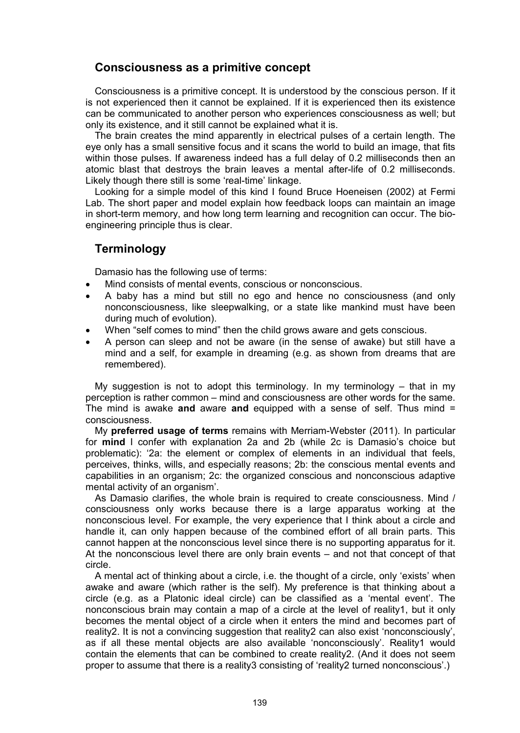## Consciousness as a primitive concept

Consciousness is a primitive concept. It is understood by the conscious person. If it is not experienced then it cannot be explained. If it is experienced then its existence can be communicated to another person who experiences consciousness as well; but only its existence, and it still cannot be explained what it is.

The brain creates the mind apparently in electrical pulses of a certain length. The eye only has a small sensitive focus and it scans the world to build an image, that fits within those pulses. If awareness indeed has a full delay of 0.2 milliseconds then an atomic blast that destroys the brain leaves a mental after-life of 0.2 milliseconds. Likely though there still is some 'real-time' linkage.

Looking for a simple model of this kind I found Bruce Hoeneisen (2002) at Fermi Lab. The short paper and model explain how feedback loops can maintain an image in short-term memory, and how long term learning and recognition can occur. The bio-engineering principle thus is clear.

## Terminology

Damasio has the following use of terms:

- Mind consists of mental events, conscious or nonconscious.
- A baby has a mind but still no ego and hence no consciousness (and only nonconsciousness, like sleepwalking, or a state like mankind must have been during much of evolution).
- When "self comes to mind" then the child grows aware and gets conscious.
- A person can sleep and not be aware (in the sense of awake) but still have a mind and a self, for example in dreaming (e.g. as shown from dreams that are remembered).

My suggestion is not to adopt this terminology. In my terminology – that in my perception is rather common – mind and consciousness are other words for the same. The mind is awake **and** aware **and** equipped with a sense of self. Thus mind = consciousness.

My **preferred usage of terms** remains with Merriam-Webster (2011). In particular for **mind** I confer with explanation 2a and 2b (while 2c is Damasio's choice but problematic): '2a: the element or complex of elements in an individual that feels, perceives, thinks, wills, and especially reasons; 2b: the conscious mental events and capabilities in an organism; 2c: the organized conscious and nonconscious adaptive mental activity of an organism'.

As Damasio clarifies, the whole brain is required to create consciousness. Mind / consciousness only works because there is a large apparatus working at the nonconscious level. For example, the very experience that I think about a circle and handle it, can only happen because of the combined effort of all brain parts. This cannot happen at the nonconscious level since there is no supporting apparatus for it. At the nonconscious level there are only brain events – and not that concept of that circle.

A mental act of thinking about a circle, i.e. the thought of a circle, only 'exists' when awake and aware (which rather is the self). My preference is that thinking about a circle (e.g. as a Platonic ideal circle) can be classified as a 'mental event'. The nonconscious brain may contain a map of a circle at the level of reality1, but it only becomes the mental object of a circle when it enters the mind and becomes part of reality2. It is not a convincing suggestion that reality2 can also exist 'nonconsciously', as if all these mental objects are also available 'nonconsciously'. Reality1 would contain the elements that can be combined to create reality2. (And it does not seem proper to assume that there is a reality3 consisting of 'reality2 turned nonconscious'.)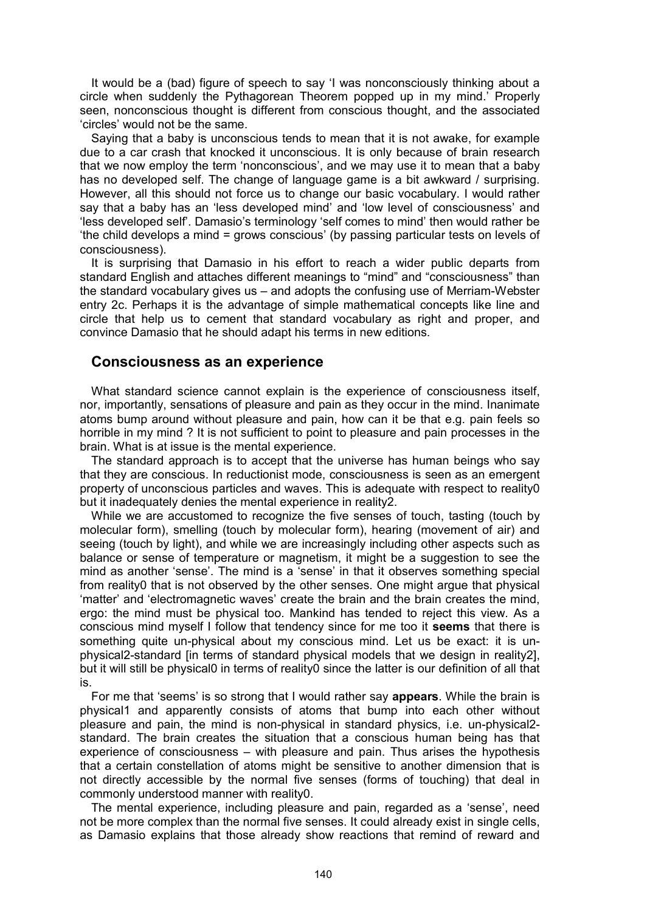It would be a (bad) figure of speech to say 'I was nonconsciously thinking about a circle when suddenly the Pythagorean Theorem popped up in my mind.' Properly seen, nonconscious thought is different from conscious thought, and the associated 'circles' would not be the same.

Saying that a baby is unconscious tends to mean that it is not awake, for example due to a car crash that knocked it unconscious. It is only because of brain research that we now employ the term 'nonconscious', and we may use it to mean that a baby has no developed self. The change of language game is a bit awkward / surprising. However, all this should not force us to change our basic vocabulary. I would rather say that a baby has an 'less developed mind' and 'low level of consciousness' and 'less developed self'. Damasio's terminology 'self comes to mind' then would rather be 'the child develops a mind = grows conscious' (by passing particular tests on levels of consciousness).

It is surprising that Damasio in his effort to reach a wider public departs from standard English and attaches different meanings to "mind" and "consciousness" than the standard vocabulary gives us – and adopts the confusing use of Merriam-Webster entry 2c. Perhaps it is the advantage of simple mathematical concepts like line and circle that help us to cement that standard vocabulary as right and proper, and convince Damasio that he should adapt his terms in new editions.

## Consciousness as an experience

What standard science cannot explain is the experience of consciousness itself, nor, importantly, sensations of pleasure and pain as they occur in the mind. Inanimate atoms bump around without pleasure and pain, how can it be that e.g. pain feels so horrible in my mind ? It is not sufficient to point to pleasure and pain processes in the brain. What is at issue is the mental experience.

The standard approach is to accept that the universe has human beings who say that they are conscious. In reductionist mode, consciousness is seen as an emergent property of unconscious particles and waves. This is adequate with respect to reality0 but it inadequately denies the mental experience in reality2.

While we are accustomed to recognize the five senses of touch, tasting (touch by molecular form), smelling (touch by molecular form), hearing (movement of air) and seeing (touch by light), and while we are increasingly including other aspects such as balance or sense of temperature or magnetism, it might be a suggestion to see the mind as another 'sense'. The mind is a 'sense' in that it observes something special from reality0 that is not observed by the other senses. One might argue that physical 'matter' and 'electromagnetic waves' create the brain and the brain creates the mind, ergo: the mind must be physical too. Mankind has tended to reject this view. As a conscious mind myself I follow that tendency since for me too it **seems** that there is something quite un-physical about my conscious mind. Let us be exact: it is un-physical2-standard [in terms of standard physical models that we design in reality2], but it will still be physical0 in terms of reality0 since the latter is our definition of all that is.

For me that 'seems' is so strong that I would rather say **appears**. While the brain is physical1 and apparently consists of atoms that bump into each other without pleasure and pain, the mind is non-physical in standard physics, i.e. un-physical2-standard. The brain creates the situation that a conscious human being has that experience of consciousness – with pleasure and pain. Thus arises the hypothesis that a certain constellation of atoms might be sensitive to another dimension that is not directly accessible by the normal five senses (forms of touching) that deal in commonly understood manner with reality0.

The mental experience, including pleasure and pain, regarded as a 'sense', need not be more complex than the normal five senses. It could already exist in single cells, as Damasio explains that those already show reactions that remind of reward and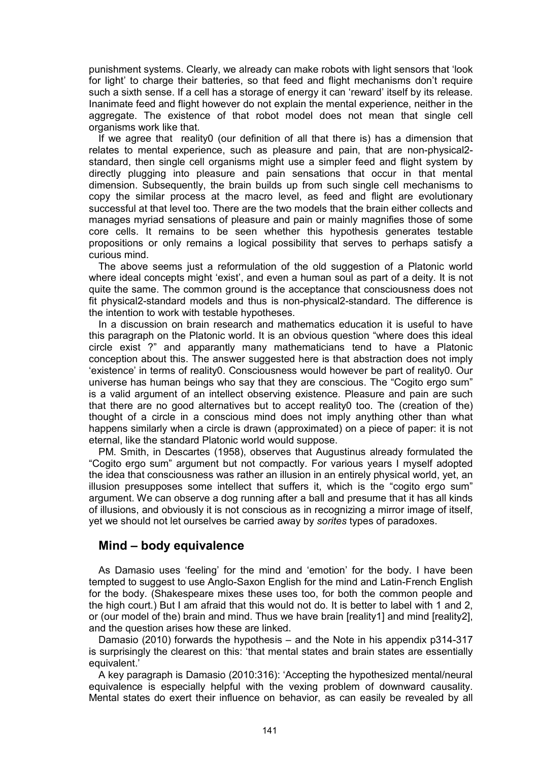punishment systems. Clearly, we already can make robots with light sensors that 'look for light' to charge their batteries, so that feed and flight mechanisms don't require such a sixth sense. If a cell has a storage of energy it can 'reward' itself by its release. Inanimate feed and flight however do not explain the mental experience, neither in the aggregate. The existence of that robot model does not mean that single cell organisms work like that.

If we agree that reality0 (our definition of all that there is) has a dimension that relates to mental experience, such as pleasure and pain, that are non-physical2-standard, then single cell organisms might use a simpler feed and flight system by directly plugging into pleasure and pain sensations that occur in that mental dimension. Subsequently, the brain builds up from such single cell mechanisms to copy the similar process at the macro level, as feed and flight are evolutionary successful at that level too. There are the two models that the brain either collects and manages myriad sensations of pleasure and pain or mainly magnifies those of some core cells. It remains to be seen whether this hypothesis generates testable propositions or only remains a logical possibility that serves to perhaps satisfy a curious mind.

The above seems just a reformulation of the old suggestion of a Platonic world where ideal concepts might 'exist', and even a human soul as part of a deity. It is not quite the same. The common ground is the acceptance that consciousness does not fit physical2-standard models and thus is non-physical2-standard. The difference is the intention to work with testable hypotheses.

In a discussion on brain research and mathematics education it is useful to have this paragraph on the Platonic world. It is an obvious question "where does this ideal circle exist ?" and apparantly many mathematicians tend to have a Platonic conception about this. The answer suggested here is that abstraction does not imply 'existence' in terms of reality0. Consciousness would however be part of reality0. Our universe has human beings who say that they are conscious. The "Cogito ergo sum" is a valid argument of an intellect observing existence. Pleasure and pain are such that there are no good alternatives but to accept reality0 too. The (creation of the) thought of a circle in a conscious mind does not imply anything other than what happens similarly when a circle is drawn (approximated) on a piece of paper: it is not eternal, like the standard Platonic world would suppose.

PM. Smith, in Descartes (1958), observes that Augustinus already formulated the "Cogito ergo sum" argument but not compactly. For various years I myself adopted the idea that consciousness was rather an illusion in an entirely physical world, yet, an illusion presupposes some intellect that suffers it, which is the "cogito ergo sum" argument. We can observe a dog running after a ball and presume that it has all kinds of illusions, and obviously it is not conscious as in recognizing a mirror image of itself, yet we should not let ourselves be carried away by *sorites* types of paradoxes.

## Mind – body equivalence

As Damasio uses 'feeling' for the mind and 'emotion' for the body. I have been tempted to suggest to use Anglo-Saxon English for the mind and Latin-French English for the body. (Shakespeare mixes these uses too, for both the common people and the high court.) But I am afraid that this would not do. It is better to label with 1 and 2, or (our model of the) brain and mind. Thus we have brain [reality1] and mind [reality2], and the question arises how these are linked.

Damasio (2010) forwards the hypothesis – and the Note in his appendix p314-317 is surprisingly the clearest on this: 'that mental states and brain states are essentially equivalent.'

A key paragraph is Damasio (2010:316): 'Accepting the hypothesized mental/neural equivalence is especially helpful with the vexing problem of downward causality. Mental states do exert their influence on behavior, as can easily be revealed by all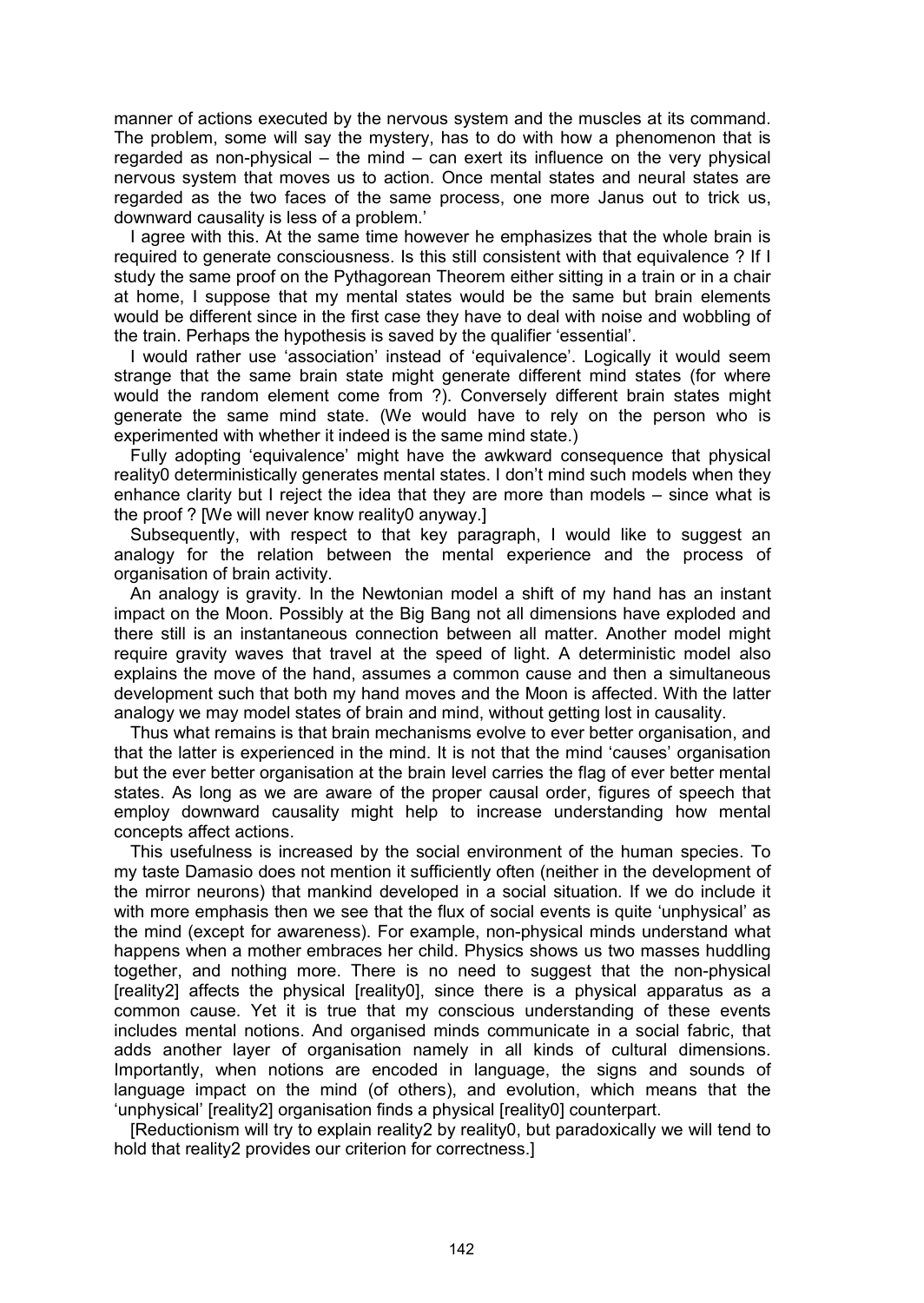manner of actions executed by the nervous system and the muscles at its command. The problem, some will say the mystery, has to do with how a phenomenon that is regarded as non-physical – the mind – can exert its influence on the very physical nervous system that moves us to action. Once mental states and neural states are regarded as the two faces of the same process, one more Janus out to trick us, downward causality is less of a problem.'

I agree with this. At the same time however he emphasizes that the whole brain is required to generate consciousness. Is this still consistent with that equivalence ? If I study the same proof on the Pythagorean Theorem either sitting in a train or in a chair at home, I suppose that my mental states would be the same but brain elements would be different since in the first case they have to deal with noise and wobbling of the train. Perhaps the hypothesis is saved by the qualifier 'essential'.

I would rather use 'association' instead of 'equivalence'. Logically it would seem strange that the same brain state might generate different mind states (for where would the random element come from ?). Conversely different brain states might generate the same mind state. (We would have to rely on the person who is experimented with whether it indeed is the same mind state.)

Fully adopting 'equivalence' might have the awkward consequence that physical reality0 deterministically generates mental states. I don't mind such models when they enhance clarity but I reject the idea that they are more than models – since what is the proof ? [We will never know reality0 anyway.]

Subsequently, with respect to that key paragraph, I would like to suggest an analogy for the relation between the mental experience and the process of organisation of brain activity.

An analogy is gravity. In the Newtonian model a shift of my hand has an instant impact on the Moon. Possibly at the Big Bang not all dimensions have exploded and there still is an instantaneous connection between all matter. Another model might require gravity waves that travel at the speed of light. A deterministic model also explains the move of the hand, assumes a common cause and then a simultaneous development such that both my hand moves and the Moon is affected. With the latter analogy we may model states of brain and mind, without getting lost in causality.

Thus what remains is that brain mechanisms evolve to ever better organisation, and that the latter is experienced in the mind. It is not that the mind 'causes' organisation but the ever better organisation at the brain level carries the flag of ever better mental states. As long as we are aware of the proper causal order, figures of speech that employ downward causality might help to increase understanding how mental concepts affect actions.

This usefulness is increased by the social environment of the human species. To my taste Damasio does not mention it sufficiently often (neither in the development of the mirror neurons) that mankind developed in a social situation. If we do include it with more emphasis then we see that the flux of social events is quite 'unphysical' as the mind (except for awareness). For example, non-physical minds understand what happens when a mother embraces her child. Physics shows us two masses huddling together, and nothing more. There is no need to suggest that the non-physical [reality2] affects the physical [reality0], since there is a physical apparatus as a common cause. Yet it is true that my conscious understanding of these events includes mental notions. And organised minds communicate in a social fabric, that adds another layer of organisation namely in all kinds of cultural dimensions. Importantly, when notions are encoded in language, the signs and sounds of language impact on the mind (of others), and evolution, which means that the 'unphysical' [reality2] organisation finds a physical [reality0] counterpart.

[Reductionism will try to explain reality2 by reality0, but paradoxically we will tend to hold that reality2 provides our criterion for correctness.]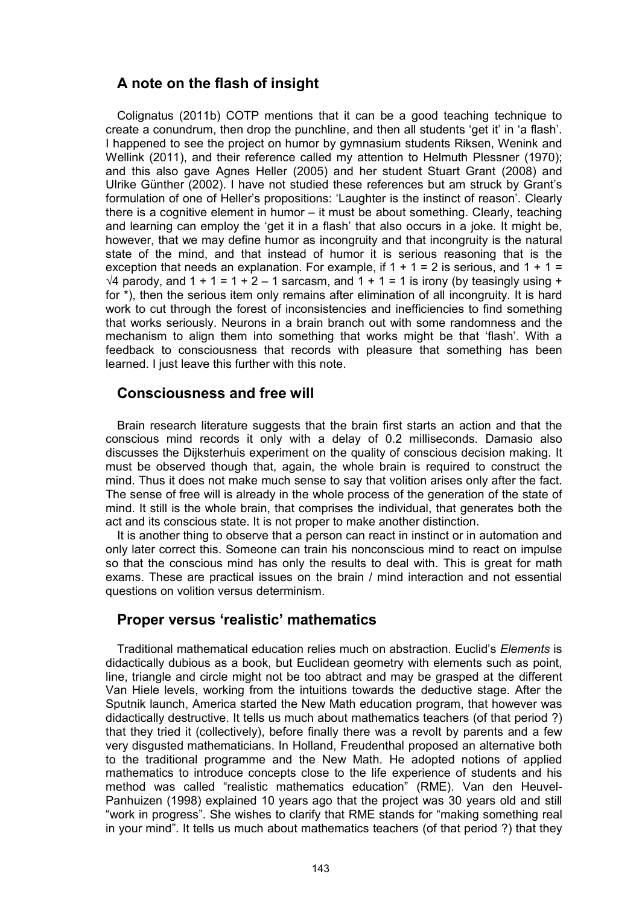## A note on the flash of insight

Colignatus (2011b) COTP mentions that it can be a good teaching technique to create a conundrum, then drop the punchline, and then all students 'get it' in 'a flash'. I happened to see the project on humor by gymnasium students Riksen, Wenink and Wellink (2011), and their reference called my attention to Helmuth Plessner (1970); and this also gave Agnes Heller (2005) and her student Stuart Grant (2008) and Ulrike Günther (2002). I have not studied these references but am struck by Grant's formulation of one of Heller's propositions: 'Laughter is the instinct of reason'. Clearly there is a cognitive element in humor – it must be about something. Clearly, teaching and learning can employ the 'get it in a flash' that also occurs in a joke. It might be, however, that we may define humor as incongruity and that incongruity is the natural state of the mind, and that instead of humor it is serious reasoning that is the exception that needs an explanation. For example, if $1 + 1 = 2$ is serious, and $1 + 1 = \sqrt{4}$ parody, and $1 + 1 = 1 + 2 - 1$ sarcasm, and $1 + 1 = 1$ is irony (by teasingly using + for *), then the serious item only remains after elimination of all incongruity. It is hard work to cut through the forest of inconsistencies and inefficiencies to find something that works seriously. Neurons in a brain branch out with some randomness and the mechanism to align them into something that works might be that 'flash'. With a feedback to consciousness that records with pleasure that something has been learned. I just leave this further with this note.

## Consciousness and free will

Brain research literature suggests that the brain first starts an action and that the conscious mind records it only with a delay of 0.2 milliseconds. Damasio also discusses the Dijksterhuis experiment on the quality of conscious decision making. It must be observed though that, again, the whole brain is required to construct the mind. Thus it does not make much sense to say that volition arises only after the fact. The sense of free will is already in the whole process of the generation of the state of mind. It still is the whole brain, that comprises the individual, that generates both the act and its conscious state. It is not proper to make another distinction.

It is another thing to observe that a person can react in instinct or in automation and only later correct this. Someone can train his nonconscious mind to react on impulse so that the conscious mind has only the results to deal with. This is great for math exams. These are practical issues on the brain / mind interaction and not essential questions on volition versus determinism.

## Proper versus 'realistic' mathematics

Traditional mathematical education relies much on abstraction. Euclid's *Elements* is didactically dubious as a book, but Euclidean geometry with elements such as point, line, triangle and circle might not be too abtract and may be grasped at the different Van Hiele levels, working from the intuitions towards the deductive stage. After the Sputnik launch, America started the New Math education program, that however was didactically destructive. It tells us much about mathematics teachers (of that period ?) that they tried it (collectively), before finally there was a revolt by parents and a few very disgusted mathematicians. In Holland, Freudenthal proposed an alternative both to the traditional programme and the New Math. He adopted notions of applied mathematics to introduce concepts close to the life experience of students and his method was called "realistic mathematics education" (RME). Van den Heuvel-Panhuizen (1998) explained 10 years ago that the project was 30 years old and still "work in progress". She wishes to clarify that RME stands for "making something real in your mind". It tells us much about mathematics teachers (of that period ?) that they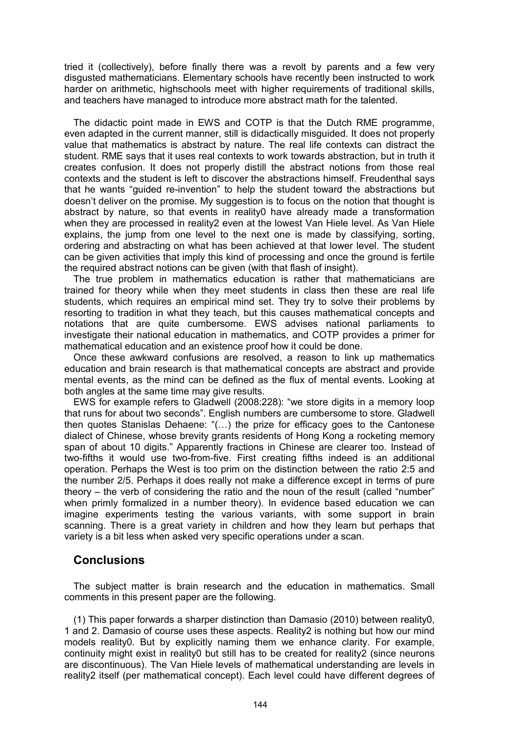tried it (collectively), before finally there was a revolt by parents and a few very disgusted mathematicians. Elementary schools have recently been instructed to work harder on arithmetic, highschools meet with higher requirements of traditional skills, and teachers have managed to introduce more abstract math for the talented.

The didactic point made in EWS and COTP is that the Dutch RME programme, even adapted in the current manner, still is didactically misguided. It does not properly value that mathematics is abstract by nature. The real life contexts can distract the student. RME says that it uses real contexts to work towards abstraction, but in truth it creates confusion. It does not properly distill the abstract notions from those real contexts and the student is left to discover the abstractions himself. Freudenthal says that he wants "guided re-invention" to help the student toward the abstractions but doesn't deliver on the promise. My suggestion is to focus on the notion that thought is abstract by nature, so that events in reality0 have already made a transformation when they are processed in reality2 even at the lowest Van Hiele level. As Van Hiele explains, the jump from one level to the next one is made by classifying, sorting, ordering and abstracting on what has been achieved at that lower level. The student can be given activities that imply this kind of processing and once the ground is fertile the required abstract notions can be given (with that flash of insight).

The true problem in mathematics education is rather that mathematicians are trained for theory while when they meet students in class then these are real life students, which requires an empirical mind set. They try to solve their problems by resorting to tradition in what they teach, but this causes mathematical concepts and notations that are quite cumbersome. EWS advises national parliaments to investigate their national education in mathematics, and COTP provides a primer for mathematical education and an existence proof how it could be done.

Once these awkward confusions are resolved, a reason to link up mathematics education and brain research is that mathematical concepts are abstract and provide mental events, as the mind can be defined as the flux of mental events. Looking at both angles at the same time may give results.

EWS for example refers to Gladwell (2008:228): "we store digits in a memory loop that runs for about two seconds". English numbers are cumbersome to store. Gladwell then quotes Stanislas Dehaene: "(…) the prize for efficacy goes to the Cantonese dialect of Chinese, whose brevity grants residents of Hong Kong a rocketing memory span of about 10 digits." Apparently fractions in Chinese are clearer too. Instead of two-fifths it would use two-from-five. First creating fifths indeed is an additional operation. Perhaps the West is too prim on the distinction between the ratio 2:5 and the number 2/5. Perhaps it does really not make a difference except in terms of pure theory – the verb of considering the ratio and the noun of the result (called "number" when primly formalized in a number theory). In evidence based education we can imagine experiments testing the various variants, with some support in brain scanning. There is a great variety in children and how they learn but perhaps that variety is a bit less when asked very specific operations under a scan.

## Conclusions

The subject matter is brain research and the education in mathematics. Small comments in this present paper are the following.

(1) This paper forwards a sharper distinction than Damasio (2010) between reality0, 1 and 2. Damasio of course uses these aspects. Reality2 is nothing but how our mind models reality0. But by explicitly naming them we enhance clarity. For example, continuity might exist in reality0 but still has to be created for reality2 (since neurons are discontinuous). The Van Hiele levels of mathematical understanding are levels in reality2 itself (per mathematical concept). Each level could have different degrees of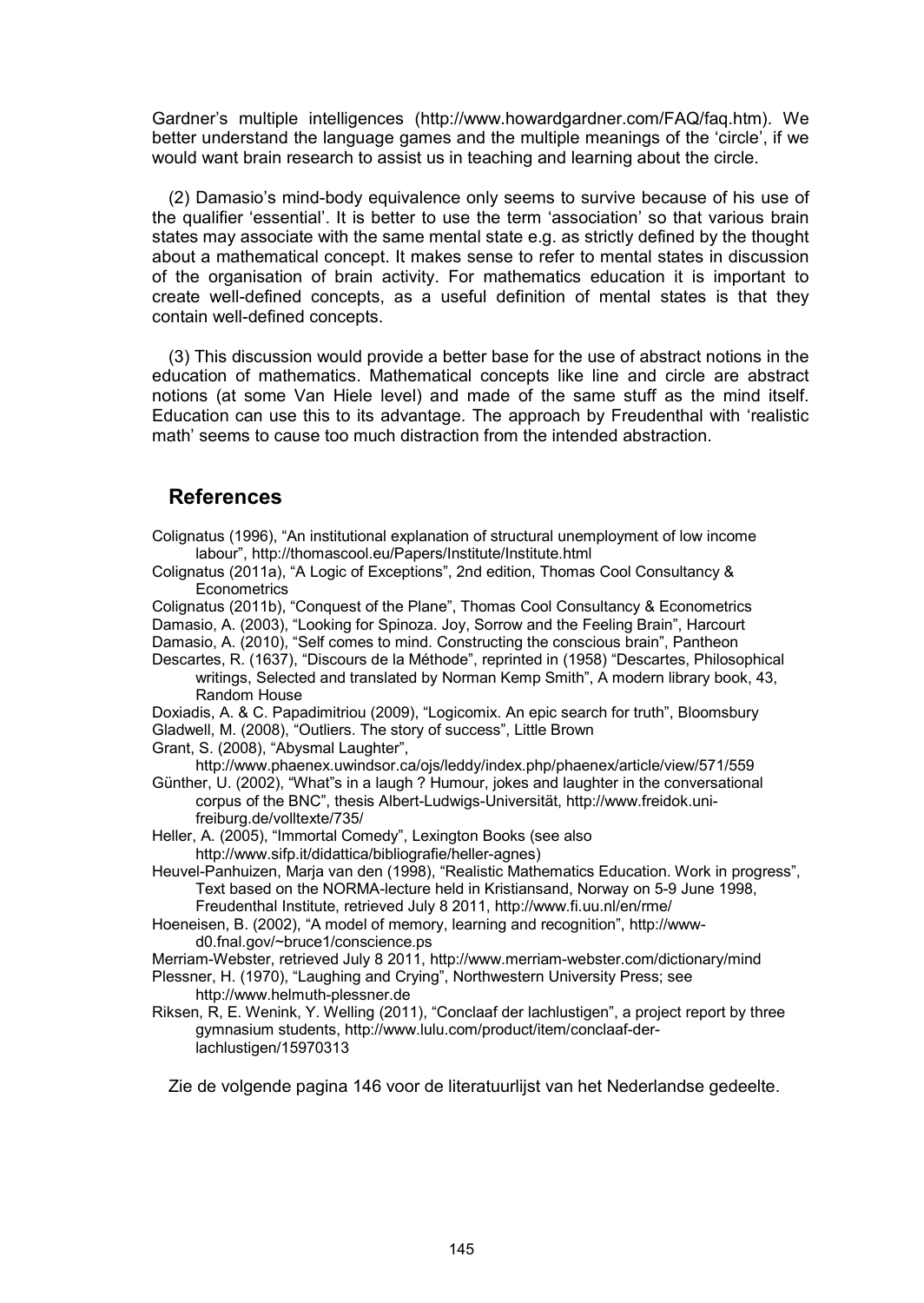Gardner's multiple intelligences (http://www.howardgardner.com/FAQ/faq.htm). We better understand the language games and the multiple meanings of the 'circle', if we would want brain research to assist us in teaching and learning about the circle.

(2) Damasio's mind-body equivalence only seems to survive because of his use of the qualifier 'essential'. It is better to use the term 'association' so that various brain states may associate with the same mental state e.g. as strictly defined by the thought about a mathematical concept. It makes sense to refer to mental states in discussion of the organisation of brain activity. For mathematics education it is important to create well-defined concepts, as a useful definition of mental states is that they contain well-defined concepts.

(3) This discussion would provide a better base for the use of abstract notions in the education of mathematics. Mathematical concepts like line and circle are abstract notions (at some Van Hiele level) and made of the same stuff as the mind itself. Education can use this to its advantage. The approach by Freudenthal with 'realistic math' seems to cause too much distraction from the intended abstraction.

## References

Colignatus (1996), "An institutional explanation of structural unemployment of low income labour", http://thomascool.eu/Papers/Institute/Institute.html

Colignatus (2011a), "A Logic of Exceptions", 2nd edition, Thomas Cool Consultancy & Econometrics

Colignatus (2011b), "Conquest of the Plane", Thomas Cool Consultancy & Econometrics

Damasio, A. (2003), "Looking for Spinoza. Joy, Sorrow and the Feeling Brain", Harcourt

Damasio, A. (2010), "Self comes to mind. Constructing the conscious brain", Pantheon

Descartes, R. (1637), "Discours de la Méthode", reprinted in (1958) "Descartes, Philosophical writings, Selected and translated by Norman Kemp Smith", A modern library book, 43, Random House

Doxiadis, A. & C. Papadimitriou (2009), "Logicomix. An epic search for truth", Bloomsbury

Gladwell, M. (2008), "Outliers. The story of success", Little Brown

Grant, S. (2008), "Abysmal Laughter", http://www.phaenex.uwindsor.ca/ojs/leddy/index.php/phaenex/article/view/571/559

Günther, U. (2002), "What"s in a laugh ? Humour, jokes and laughter in the conversational corpus of the BNC", thesis Albert-Ludwigs-Universität, http://www.freidok.uni-freiburg.de/volltexte/735/

Heller, A. (2005), "Immortal Comedy", Lexington Books (see also http://www.sifp.it/didattica/bibliografie/heller-agnes)

Heuvel-Panhuizen, Marja van den (1998), "Realistic Mathematics Education. Work in progress", Text based on the NORMA-lecture held in Kristiansand, Norway on 5-9 June 1998, Freudenthal Institute, retrieved July 8 2011, http://www.fi.uu.nl/en/rme/

Hoeneisen, B. (2002), "A model of memory, learning and recognition", http://www-d0.fnal.gov/~bruce1/conscience.ps

Merriam-Webster, retrieved July 8 2011, http://www.merriam-webster.com/dictionary/mind

Plessner, H. (1970), "Laughing and Crying", Northwestern University Press; see http://www.helmuth-plessner.de

Riksen, R, E. Wenink, Y. Welling (2011), "Conclaaf der lachlustigen", a project report by three gymnasium students, http://www.lulu.com/product/item/conclaaf-der-lachlustigen/15970313

Zie de volgende pagina 146 voor de literatuurlijst van het Nederlandse gedeelte.